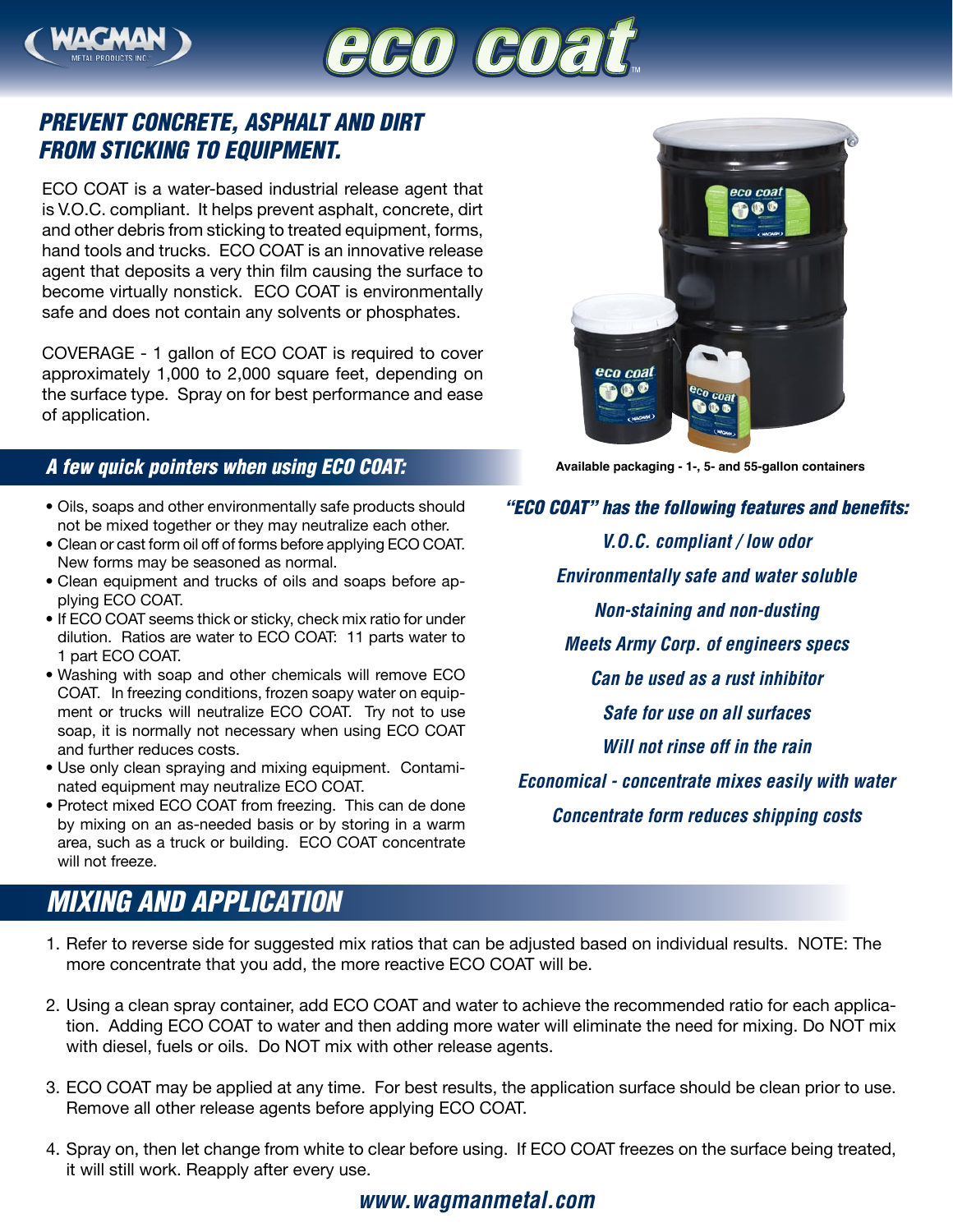# eco coat™

## PREVENT CONCRETE, ASPHALT AND DIRT FROM STICKING TO EQUIPMENT.

ECO COAT is a water-based industrial release agent that is V.O.C. compliant. It helps prevent asphalt, concrete, dirt and other debris from sticking to treated equipment, forms, hand tools and trucks. ECO COAT is an innovative release agent that deposits a very thin film causing the surface to become virtually nonstick. ECO COAT is environmentally safe and does not contain any solvents or phosphates.

COVERAGE - 1 gallon of ECO COAT is required to cover approximately 1,000 to 2,000 square feet, depending on the surface type. Spray on for best performance and ease of application.

Available packaging - 1-, 5- and 55-gallon containers

### A few quick pointers when using ECO COAT:

- Oils, soaps and other environmentally safe products should not be mixed together or they may neutralize each other.
- Clean or cast form oil off of forms before applying ECO COAT. New forms may be seasoned as normal.
- Clean equipment and trucks of oils and soaps before applying ECO COAT.
- If ECO COAT seems thick or sticky, check mix ratio for under dilution. Ratios are water to ECO COAT: 11 parts water to 1 part ECO COAT.
- Washing with soap and other chemicals will remove ECO COAT. In freezing conditions, frozen soapy water on equipment or trucks will neutralize ECO COAT. Try not to use soap, it is normally not necessary when using ECO COAT and further reduces costs.
- Use only clean spraying and mixing equipment. Contaminated equipment may neutralize ECO COAT.
- Protect mixed ECO COAT from freezing. This can de done by mixing on an as-needed basis or by storing in a warm area, such as a truck or building. ECO COAT concentrate will not freeze.

### "ECO COAT" has the following features and benefits:

*V.O.C. compliant / low odor*

*Environmentally safe and water soluble*

*Non-staining and non-dusting*

*Meets Army Corp. of engineers specs*

*Can be used as a rust inhibitor*

*Safe for use on all surfaces*

*Will not rinse off in the rain*

*Economical - concentrate mixes easily with water*

*Concentrate form reduces shipping costs*

## MIXING AND APPLICATION

1. Refer to reverse side for suggested mix ratios that can be adjusted based on individual results. NOTE: The more concentrate that you add, the more reactive ECO COAT will be.
2. Using a clean spray container, add ECO COAT and water to achieve the recommended ratio for each application. Adding ECO COAT to water and then adding more water will eliminate the need for mixing. Do NOT mix with diesel, fuels or oils. Do NOT mix with other release agents.
3. ECO COAT may be applied at any time. For best results, the application surface should be clean prior to use. Remove all other release agents before applying ECO COAT.
4. Spray on, then let change from white to clear before using. If ECO COAT freezes on the surface being treated, it will still work. Reapply after every use.

www.wagmanmetal.com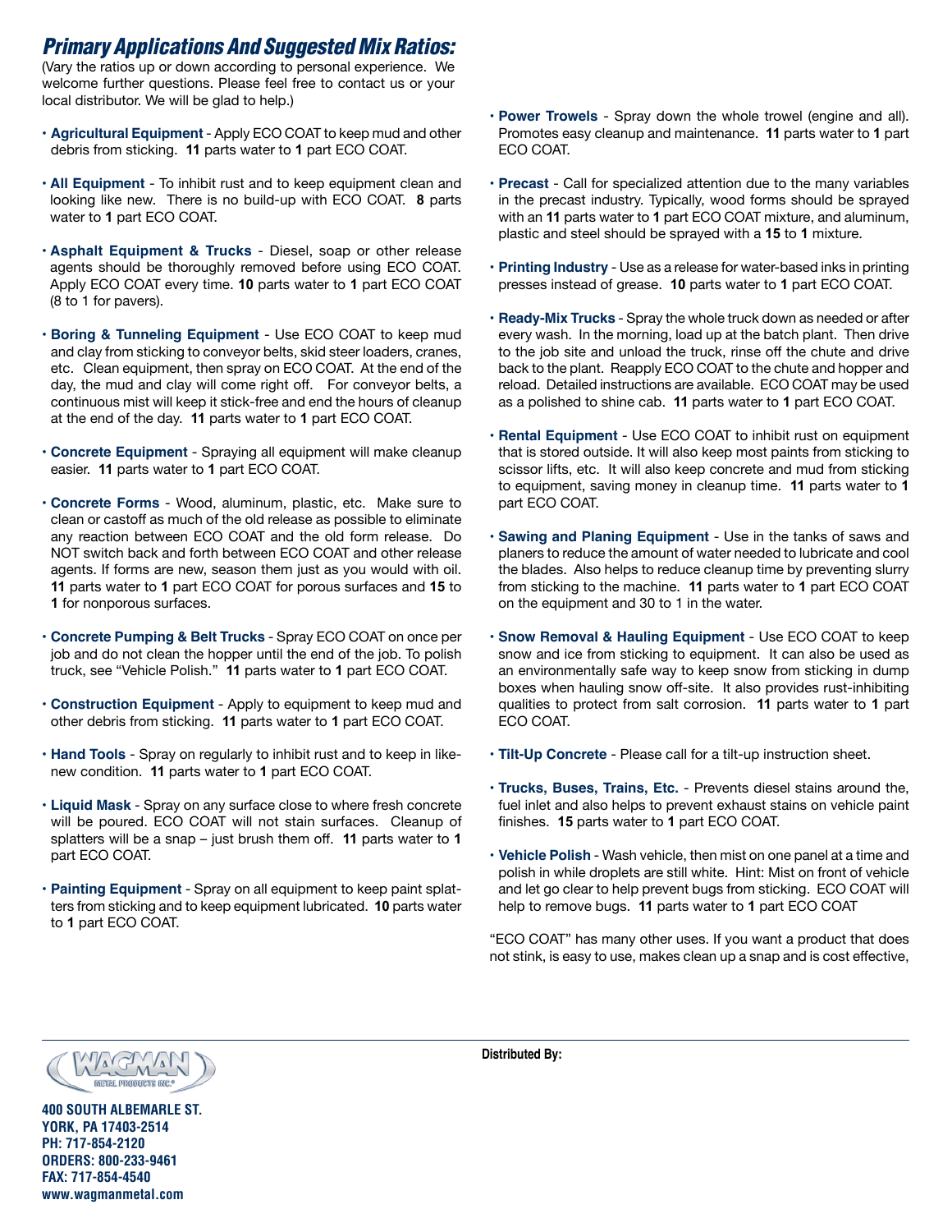## *Primary Applications And Suggested Mix Ratios:*

(Vary the ratios up or down according to personal experience. We welcome further questions. Please feel free to contact us or your local distributor. We will be glad to help.)

- **Agricultural Equipment** - Apply ECO COAT to keep mud and other debris from sticking. **11** parts water to **1** part ECO COAT.
- **All Equipment** - To inhibit rust and to keep equipment clean and looking like new. There is no build-up with ECO COAT. **8** parts water to **1** part ECO COAT.
- **Asphalt Equipment & Trucks** - Diesel, soap or other release agents should be thoroughly removed before using ECO COAT. Apply ECO COAT every time. **10** parts water to **1** part ECO COAT (8 to 1 for pavers).
- **Boring & Tunneling Equipment** - Use ECO COAT to keep mud and clay from sticking to conveyor belts, skid steer loaders, cranes, etc. Clean equipment, then spray on ECO COAT. At the end of the day, the mud and clay will come right off. For conveyor belts, a continuous mist will keep it stick-free and end the hours of cleanup at the end of the day. **11** parts water to **1** part ECO COAT.
- **Concrete Equipment** - Spraying all equipment will make cleanup easier. **11** parts water to **1** part ECO COAT.
- **Concrete Forms** - Wood, aluminum, plastic, etc. Make sure to clean or castoff as much of the old release as possible to eliminate any reaction between ECO COAT and the old form release. Do NOT switch back and forth between ECO COAT and other release agents. If forms are new, season them just as you would with oil. **11** parts water to **1** part ECO COAT for porous surfaces and **15** to **1** for nonporous surfaces.
- **Concrete Pumping & Belt Trucks** - Spray ECO COAT on once per job and do not clean the hopper until the end of the job. To polish truck, see "Vehicle Polish." **11** parts water to **1** part ECO COAT.
- **Construction Equipment** - Apply to equipment to keep mud and other debris from sticking. **11** parts water to **1** part ECO COAT.
- **Hand Tools** - Spray on regularly to inhibit rust and to keep in like-new condition. **11** parts water to **1** part ECO COAT.
- **Liquid Mask** - Spray on any surface close to where fresh concrete will be poured. ECO COAT will not stain surfaces. Cleanup of splatters will be a snap – just brush them off. **11** parts water to **1** part ECO COAT.
- **Painting Equipment** - Spray on all equipment to keep paint splatters from sticking and to keep equipment lubricated. **10** parts water to **1** part ECO COAT.
- **Power Trowels** - Spray down the whole trowel (engine and all). Promotes easy cleanup and maintenance. **11** parts water to **1** part ECO COAT.
- **Precast** - Call for specialized attention due to the many variables in the precast industry. Typically, wood forms should be sprayed with an **11** parts water to **1** part ECO COAT mixture, and aluminum, plastic and steel should be sprayed with a **15** to **1** mixture.
- **Printing Industry** - Use as a release for water-based inks in printing presses instead of grease. **10** parts water to **1** part ECO COAT.
- **Ready-Mix Trucks** - Spray the whole truck down as needed or after every wash. In the morning, load up at the batch plant. Then drive to the job site and unload the truck, rinse off the chute and drive back to the plant. Reapply ECO COAT to the chute and hopper and reload. Detailed instructions are available. ECO COAT may be used as a polished to shine cab. **11** parts water to **1** part ECO COAT.
- **Rental Equipment** - Use ECO COAT to inhibit rust on equipment that is stored outside. It will also keep most paints from sticking to scissor lifts, etc. It will also keep concrete and mud from sticking to equipment, saving money in cleanup time. **11** parts water to **1** part ECO COAT.
- **Sawing and Planing Equipment** - Use in the tanks of saws and planers to reduce the amount of water needed to lubricate and cool the blades. Also helps to reduce cleanup time by preventing slurry from sticking to the machine. **11** parts water to **1** part ECO COAT on the equipment and 30 to 1 in the water.
- **Snow Removal & Hauling Equipment** - Use ECO COAT to keep snow and ice from sticking to equipment. It can also be used as an environmentally safe way to keep snow from sticking in dump boxes when hauling snow off-site. It also provides rust-inhibiting qualities to protect from salt corrosion. **11** parts water to **1** part ECO COAT.
- **Tilt-Up Concrete** - Please call for a tilt-up instruction sheet.
- **Trucks, Buses, Trains, Etc.** - Prevents diesel stains around the, fuel inlet and also helps to prevent exhaust stains on vehicle paint finishes. **15** parts water to **1** part ECO COAT.
- **Vehicle Polish** - Wash vehicle, then mist on one panel at a time and polish in while droplets are still white. Hint: Mist on front of vehicle and let go clear to help prevent bugs from sticking. ECO COAT will help to remove bugs. **11** parts water to **1** part ECO COAT

"ECO COAT" has many other uses. If you want a product that does not stink, is easy to use, makes clean up a snap and is cost effective,

WAGMAN METAL PRODUCTS INC.

**400 SOUTH ALBEMARLE ST.**
**YORK, PA 17403-2514**
**PH: 717-854-2120**
**ORDERS: 800-233-9461**
**FAX: 717-854-4540**
**www.wagmanmetal.com**

**Distributed By:**